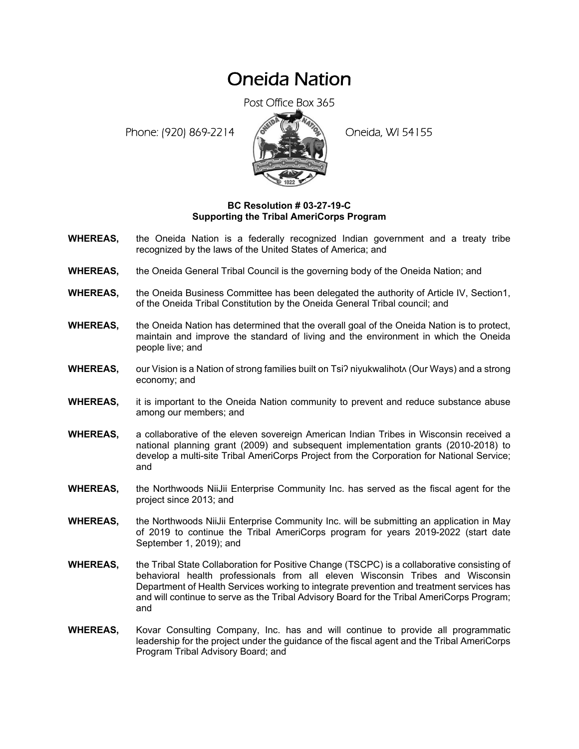# Oneida Nation

Post Office Box 365

Phone: (920) 869-2214 Oneida, WI 54155

**BC Resolution # 03-27-19-C**
**Supporting the Tribal AmeriCorps Program**

**WHEREAS,** the Oneida Nation is a federally recognized Indian government and a treaty tribe recognized by the laws of the United States of America; and

**WHEREAS,** the Oneida General Tribal Council is the governing body of the Oneida Nation; and

**WHEREAS,** the Oneida Business Committee has been delegated the authority of Article IV, Section1, of the Oneida Tribal Constitution by the Oneida General Tribal council; and

**WHEREAS,** the Oneida Nation has determined that the overall goal of the Oneida Nation is to protect, maintain and improve the standard of living and the environment in which the Oneida people live; and

**WHEREAS,** our Vision is a Nation of strong families built on Tsiʔ niyukwalihotʌ (Our Ways) and a strong economy; and

**WHEREAS,** it is important to the Oneida Nation community to prevent and reduce substance abuse among our members; and

**WHEREAS,** a collaborative of the eleven sovereign American Indian Tribes in Wisconsin received a national planning grant (2009) and subsequent implementation grants (2010-2018) to develop a multi-site Tribal AmeriCorps Project from the Corporation for National Service; and

**WHEREAS,** the Northwoods NiiJii Enterprise Community Inc. has served as the fiscal agent for the project since 2013; and

**WHEREAS,** the Northwoods NiiJii Enterprise Community Inc. will be submitting an application in May of 2019 to continue the Tribal AmeriCorps program for years 2019-2022 (start date September 1, 2019); and

**WHEREAS,** the Tribal State Collaboration for Positive Change (TSCPC) is a collaborative consisting of behavioral health professionals from all eleven Wisconsin Tribes and Wisconsin Department of Health Services working to integrate prevention and treatment services has and will continue to serve as the Tribal Advisory Board for the Tribal AmeriCorps Program; and

**WHEREAS,** Kovar Consulting Company, Inc. has and will continue to provide all programmatic leadership for the project under the guidance of the fiscal agent and the Tribal AmeriCorps Program Tribal Advisory Board; and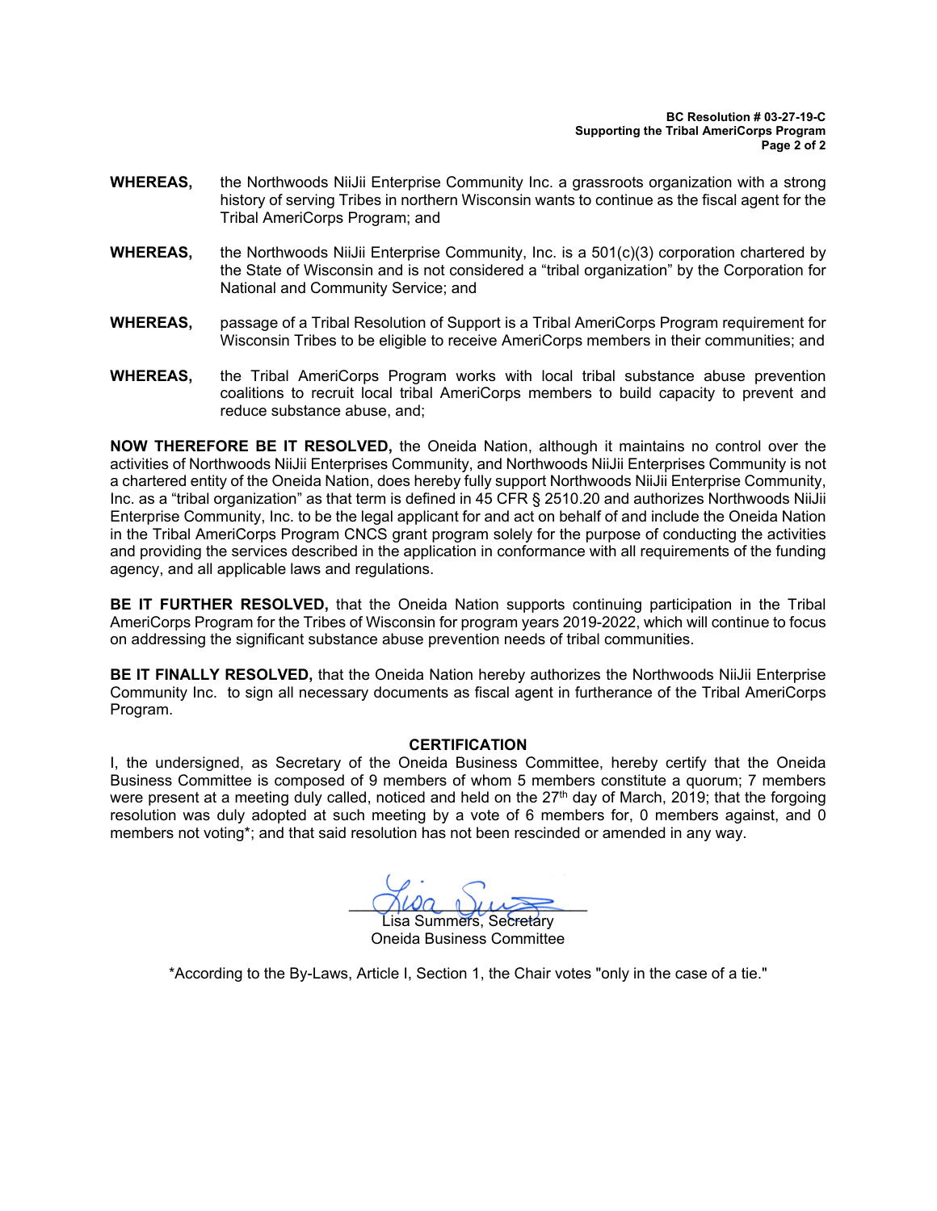**WHEREAS,** the Northwoods NiiJii Enterprise Community Inc. a grassroots organization with a strong history of serving Tribes in northern Wisconsin wants to continue as the fiscal agent for the Tribal AmeriCorps Program; and

**WHEREAS,** the Northwoods NiiJii Enterprise Community, Inc. is a 501(c)(3) corporation chartered by the State of Wisconsin and is not considered a "tribal organization" by the Corporation for National and Community Service; and

**WHEREAS,** passage of a Tribal Resolution of Support is a Tribal AmeriCorps Program requirement for Wisconsin Tribes to be eligible to receive AmeriCorps members in their communities; and

**WHEREAS,** the Tribal AmeriCorps Program works with local tribal substance abuse prevention coalitions to recruit local tribal AmeriCorps members to build capacity to prevent and reduce substance abuse, and;

**NOW THEREFORE BE IT RESOLVED,** the Oneida Nation, although it maintains no control over the activities of Northwoods NiiJii Enterprises Community, and Northwoods NiiJii Enterprises Community is not a chartered entity of the Oneida Nation, does hereby fully support Northwoods NiiJii Enterprise Community, Inc. as a "tribal organization" as that term is defined in 45 CFR § 2510.20 and authorizes Northwoods NiiJii Enterprise Community, Inc. to be the legal applicant for and act on behalf of and include the Oneida Nation in the Tribal AmeriCorps Program CNCS grant program solely for the purpose of conducting the activities and providing the services described in the application in conformance with all requirements of the funding agency, and all applicable laws and regulations.

**BE IT FURTHER RESOLVED,** that the Oneida Nation supports continuing participation in the Tribal AmeriCorps Program for the Tribes of Wisconsin for program years 2019-2022, which will continue to focus on addressing the significant substance abuse prevention needs of tribal communities.

**BE IT FINALLY RESOLVED,** that the Oneida Nation hereby authorizes the Northwoods NiiJii Enterprise Community Inc. to sign all necessary documents as fiscal agent in furtherance of the Tribal AmeriCorps Program.

**CERTIFICATION**

I, the undersigned, as Secretary of the Oneida Business Committee, hereby certify that the Oneida Business Committee is composed of 9 members of whom 5 members constitute a quorum; 7 members were present at a meeting duly called, noticed and held on the 27th day of March, 2019; that the forging resolution was duly adopted at such meeting by a vote of 6 members for, 0 members against, and 0 members not voting*; and that said resolution has not been rescinded or amended in any way.

Lisa Summers, Secretary
Oneida Business Committee

*According to the By-Laws, Article I, Section 1, the Chair votes "only in the case of a tie."